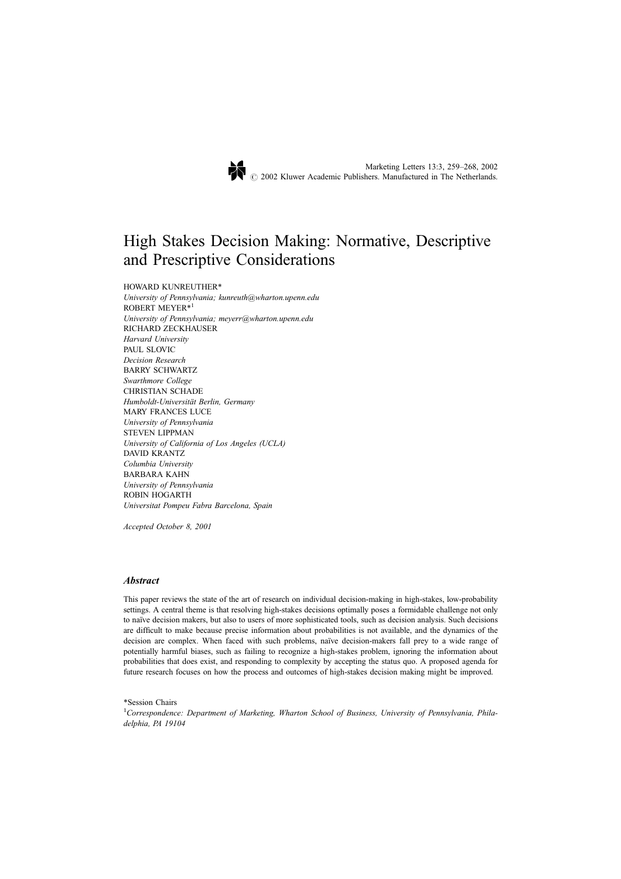# High Stakes Decision Making: Normative, Descriptive and Prescriptive Considerations

HOWARD KUNREUTHER*
*University of Pennsylvania; kunreuth@wharton.upenn.edu*
ROBERT MEYER*[1]
*University of Pennsylvania; meyerr@wharton.upenn.edu*
RICHARD ZECKHAUSER
*Harvard University*
PAUL SLOVIC
*Decision Research*
BARRY SCHWARTZ
*Swarthmore College*
CHRISTIAN SCHADE
*Humboldt-Universität Berlin, Germany*
MARY FRANCES LUCE
*University of Pennsylvania*
STEVEN LIPPMAN
*University of California of Los Angeles (UCLA)*
DAVID KRANTZ
*Columbia University*
BARBARA KAHN
*University of Pennsylvania*
ROBIN HOGARTH
*Universitat Pompeu Fabra Barcelona, Spain*

*Accepted October 8, 2001*

### *Abstract*

This paper reviews the state of the art of research on individual decision-making in high-stakes, low-probability settings. A central theme is that resolving high-stakes decisions optimally poses a formidable challenge not only to naïve decision makers, but also to users of more sophisticated tools, such as decision analysis. Such decisions are difficult to make because precise information about probabilities is not available, and the dynamics of the decision are complex. When faced with such problems, naïve decision-makers fall prey to a wide range of potentially harmful biases, such as failing to recognize a high-stakes problem, ignoring the information about probabilities that does exist, and responding to complexity by accepting the status quo. A proposed agenda for future research focuses on how the process and outcomes of high-stakes decision making might be improved.

*Session Chairs

[1] *Correspondence: Department of Marketing, Wharton School of Business, University of Pennsylvania, Philadelphia, PA 19104*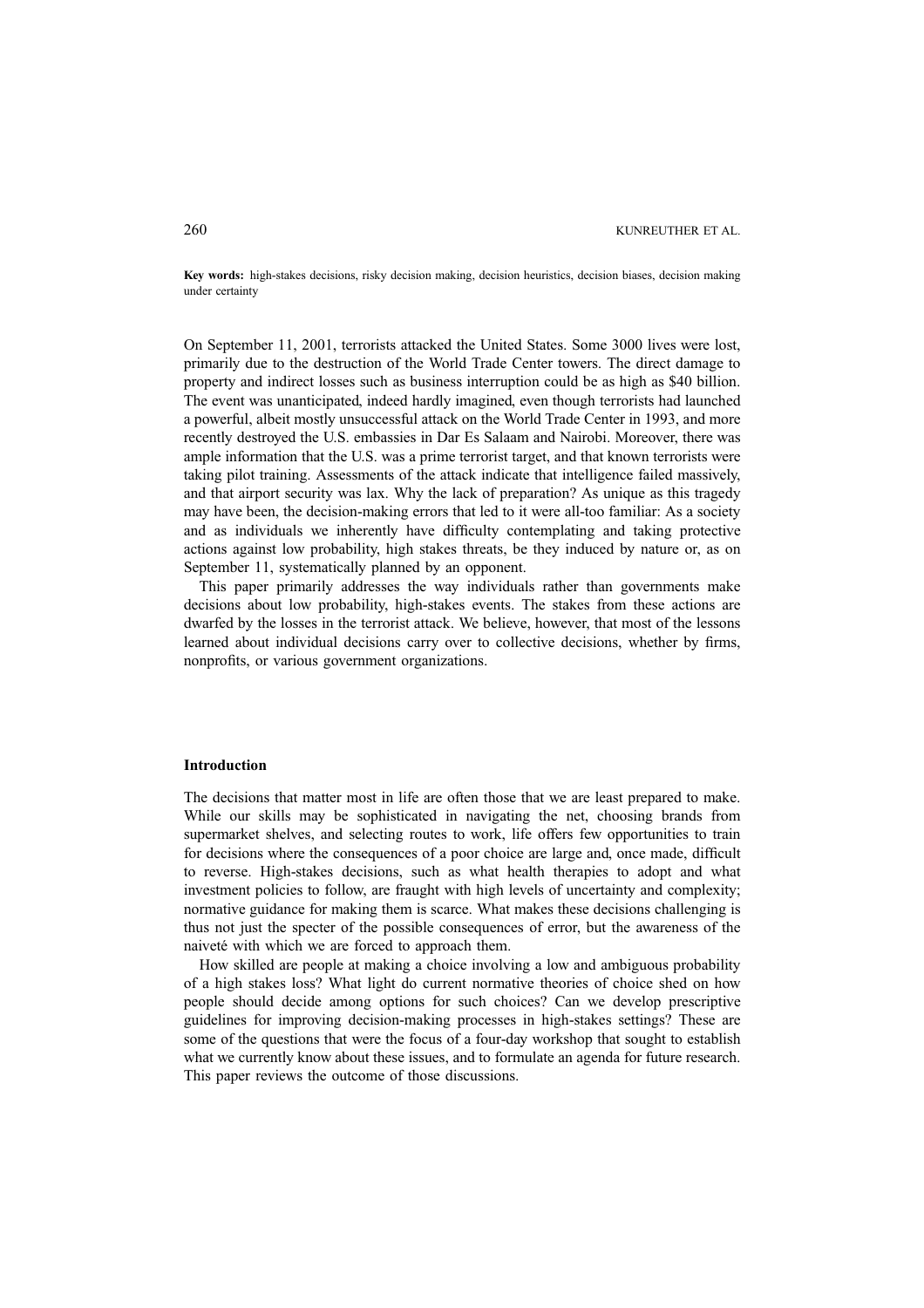**Key words:** high-stakes decisions, risky decision making, decision heuristics, decision biases, decision making under certainty

On September 11, 2001, terrorists attacked the United States. Some 3000 lives were lost, primarily due to the destruction of the World Trade Center towers. The direct damage to property and indirect losses such as business interruption could be as high as $40 billion. The event was unanticipated, indeed hardly imagined, even though terrorists had launched a powerful, albeit mostly unsuccessful attack on the World Trade Center in 1993, and more recently destroyed the U.S. embassies in Dar Es Salaam and Nairobi. Moreover, there was ample information that the U.S. was a prime terrorist target, and that known terrorists were taking pilot training. Assessments of the attack indicate that intelligence failed massively, and that airport security was lax. Why the lack of preparation? As unique as this tragedy may have been, the decision-making errors that led to it were all-too familiar: As a society and as individuals we inherently have difficulty contemplating and taking protective actions against low probability, high stakes threats, be they induced by nature or, as on September 11, systematically planned by an opponent.

This paper primarily addresses the way individuals rather than governments make decisions about low probability, high-stakes events. The stakes from these actions are dwarfed by the losses in the terrorist attack. We believe, however, that most of the lessons learned about individual decisions carry over to collective decisions, whether by firms, nonprofits, or various government organizations.

## Introduction

The decisions that matter most in life are often those that we are least prepared to make. While our skills may be sophisticated in navigating the net, choosing brands from supermarket shelves, and selecting routes to work, life offers few opportunities to train for decisions where the consequences of a poor choice are large and, once made, difficult to reverse. High-stakes decisions, such as what health therapies to adopt and what investment policies to follow, are fraught with high levels of uncertainty and complexity; normative guidance for making them is scarce. What makes these decisions challenging is thus not just the specter of the possible consequences of error, but the awareness of the naiveté with which we are forced to approach them.

How skilled are people at making a choice involving a low and ambiguous probability of a high stakes loss? What light do current normative theories of choice shed on how people should decide among options for such choices? Can we develop prescriptive guidelines for improving decision-making processes in high-stakes settings? These are some of the questions that were the focus of a four-day workshop that sought to establish what we currently know about these issues, and to formulate an agenda for future research. This paper reviews the outcome of those discussions.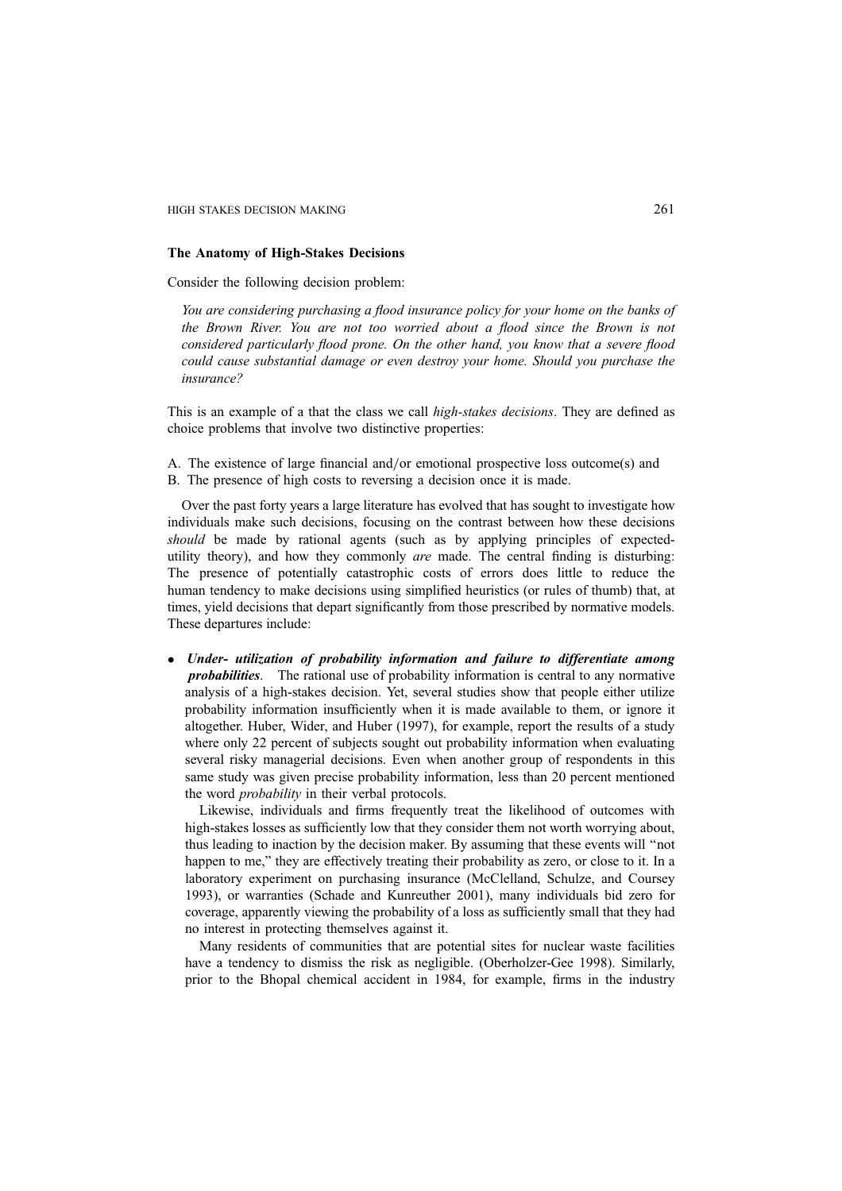## The Anatomy of High-Stakes Decisions

Consider the following decision problem:

> *You are considering purchasing a flood insurance policy for your home on the banks of the Brown River. You are not too worried about a flood since the Brown is not considered particularly flood prone. On the other hand, you know that a severe flood could cause substantial damage or even destroy your home. Should you purchase the insurance?*

This is an example of a that the class we call *high-stakes decisions*. They are defined as choice problems that involve two distinctive properties:

A. The existence of large financial and/or emotional prospective loss outcome(s) and
B. The presence of high costs to reversing a decision once it is made.

Over the past forty years a large literature has evolved that has sought to investigate how individuals make such decisions, focusing on the contrast between how these decisions *should* be made by rational agents (such as by applying principles of expected-utility theory), and how they commonly *are* made. The central finding is disturbing: The presence of potentially catastrophic costs of errors does little to reduce the human tendency to make decisions using simplified heuristics (or rules of thumb) that, at times, yield decisions that depart significantly from those prescribed by normative models. These departures include:

- ***Under- utilization of probability information and failure to differentiate among probabilities***. The rational use of probability information is central to any normative analysis of a high-stakes decision. Yet, several studies show that people either utilize probability information insufficiently when it is made available to them, or ignore it altogether. Huber, Wider, and Huber (1997), for example, report the results of a study where only 22 percent of subjects sought out probability information when evaluating several risky managerial decisions. Even when another group of respondents in this same study was given precise probability information, less than 20 percent mentioned the word *probability* in their verbal protocols.

  Likewise, individuals and firms frequently treat the likelihood of outcomes with high-stakes losses as sufficiently low that they consider them not worth worrying about, thus leading to inaction by the decision maker. By assuming that these events will "not happen to me," they are effectively treating their probability as zero, or close to it. In a laboratory experiment on purchasing insurance (McClelland, Schulze, and Coursey 1993), or warranties (Schade and Kunreuther 2001), many individuals bid zero for coverage, apparently viewing the probability of a loss as sufficiently small that they had no interest in protecting themselves against it.

  Many residents of communities that are potential sites for nuclear waste facilities have a tendency to dismiss the risk as negligible. (Oberholzer-Gee 1998). Similarly, prior to the Bhopal chemical accident in 1984, for example, firms in the industry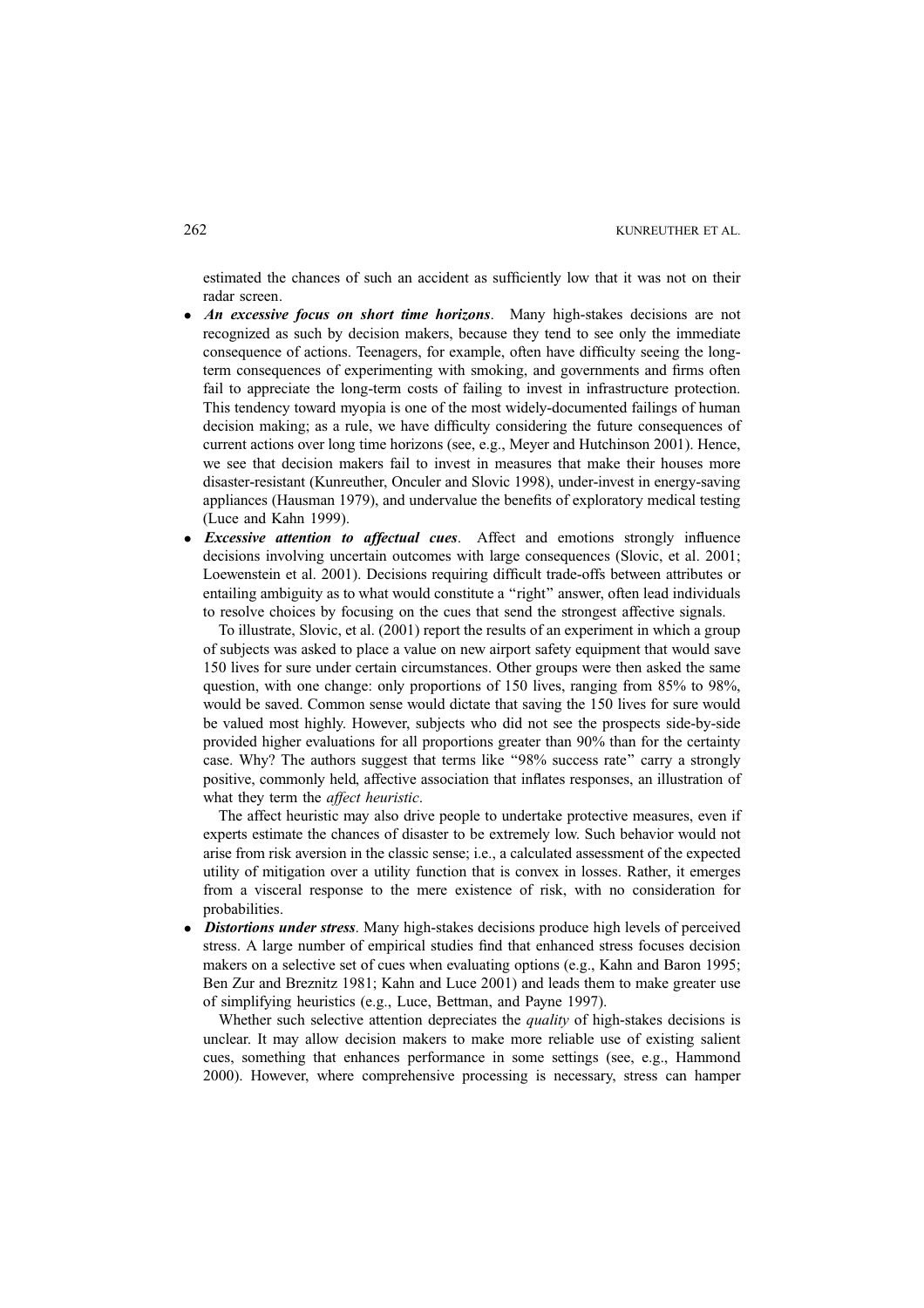estimated the chances of such an accident as sufficiently low that it was not on their radar screen.

- ***An excessive focus on short time horizons***. Many high-stakes decisions are not recognized as such by decision makers, because they tend to see only the immediate consequence of actions. Teenagers, for example, often have difficulty seeing the long-term consequences of experimenting with smoking, and governments and firms often fail to appreciate the long-term costs of failing to invest in infrastructure protection. This tendency toward myopia is one of the most widely-documented failings of human decision making; as a rule, we have difficulty considering the future consequences of current actions over long time horizons (see, e.g., Meyer and Hutchinson 2001). Hence, we see that decision makers fail to invest in measures that make their houses more disaster-resistant (Kunreuther, Onculer and Slovic 1998), under-invest in energy-saving appliances (Hausman 1979), and undervalue the benefits of exploratory medical testing (Luce and Kahn 1999).
- ***Excessive attention to affectual cues***. Affect and emotions strongly influence decisions involving uncertain outcomes with large consequences (Slovic, et al. 2001; Loewenstein et al. 2001). Decisions requiring difficult trade-offs between attributes or entailing ambiguity as to what would constitute a "right" answer, often lead individuals to resolve choices by focusing on the cues that send the strongest affective signals.

  To illustrate, Slovic, et al. (2001) report the results of an experiment in which a group of subjects was asked to place a value on new airport safety equipment that would save 150 lives for sure under certain circumstances. Other groups were then asked the same question, with one change: only proportions of 150 lives, ranging from 85% to 98%, would be saved. Common sense would dictate that saving the 150 lives for sure would be valued most highly. However, subjects who did not see the prospects side-by-side provided higher evaluations for all proportions greater than 90% than for the certainty case. Why? The authors suggest that terms like "98% success rate" carry a strongly positive, commonly held, affective association that inflates responses, an illustration of what they term the *affect heuristic*.

  The affect heuristic may also drive people to undertake protective measures, even if experts estimate the chances of disaster to be extremely low. Such behavior would not arise from risk aversion in the classic sense; i.e., a calculated assessment of the expected utility of mitigation over a utility function that is convex in losses. Rather, it emerges from a visceral response to the mere existence of risk, with no consideration for probabilities.
- ***Distortions under stress***. Many high-stakes decisions produce high levels of perceived stress. A large number of empirical studies find that enhanced stress focuses decision makers on a selective set of cues when evaluating options (e.g., Kahn and Baron 1995; Ben Zur and Breznitz 1981; Kahn and Luce 2001) and leads them to make greater use of simplifying heuristics (e.g., Luce, Bettman, and Payne 1997).

  Whether such selective attention depreciates the *quality* of high-stakes decisions is unclear. It may allow decision makers to make more reliable use of existing salient cues, something that enhances performance in some settings (see, e.g., Hammond 2000). However, where comprehensive processing is necessary, stress can hamper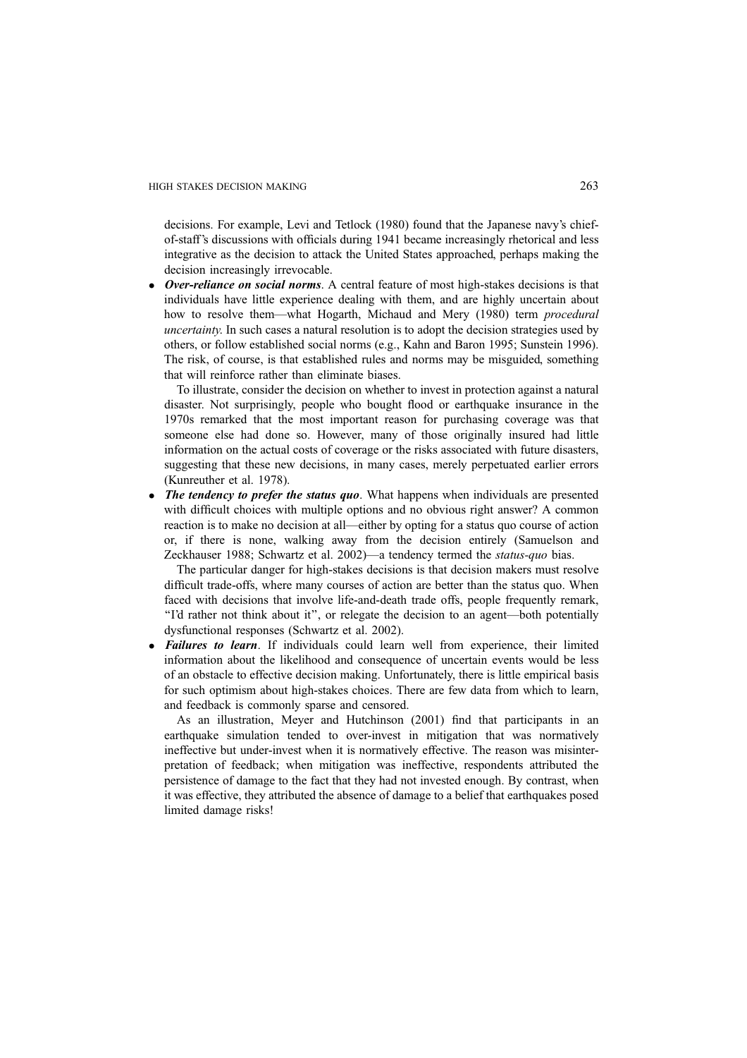decisions. For example, Levi and Tetlock (1980) found that the Japanese navy's chief-of-staff's discussions with officials during 1941 became increasingly rhetorical and less integrative as the decision to attack the United States approached, perhaps making the decision increasingly irrevocable.

- ***Over-reliance on social norms***. A central feature of most high-stakes decisions is that individuals have little experience dealing with them, and are highly uncertain about how to resolve them—what Hogarth, Michaud and Mery (1980) term *procedural uncertainty*. In such cases a natural resolution is to adopt the decision strategies used by others, or follow established social norms (e.g., Kahn and Baron 1995; Sunstein 1996). The risk, of course, is that established rules and norms may be misguided, something that will reinforce rather than eliminate biases.

  To illustrate, consider the decision on whether to invest in protection against a natural disaster. Not surprisingly, people who bought flood or earthquake insurance in the 1970s remarked that the most important reason for purchasing coverage was that someone else had done so. However, many of those originally insured had little information on the actual costs of coverage or the risks associated with future disasters, suggesting that these new decisions, in many cases, merely perpetuated earlier errors (Kunreuther et al. 1978).

- ***The tendency to prefer the status quo***. What happens when individuals are presented with difficult choices with multiple options and no obvious right answer? A common reaction is to make no decision at all—either by opting for a status quo course of action or, if there is none, walking away from the decision entirely (Samuelson and Zeckhauser 1988; Schwartz et al. 2002)—a tendency termed the *status-quo* bias.

  The particular danger for high-stakes decisions is that decision makers must resolve difficult trade-offs, where many courses of action are better than the status quo. When faced with decisions that involve life-and-death trade offs, people frequently remark, "I'd rather not think about it", or relegate the decision to an agent—both potentially dysfunctional responses (Schwartz et al. 2002).

- ***Failures to learn***. If individuals could learn well from experience, their limited information about the likelihood and consequence of uncertain events would be less of an obstacle to effective decision making. Unfortunately, there is little empirical basis for such optimism about high-stakes choices. There are few data from which to learn, and feedback is commonly sparse and censored.

  As an illustration, Meyer and Hutchinson (2001) find that participants in an earthquake simulation tended to over-invest in mitigation that was normatively ineffective but under-invest when it is normatively effective. The reason was misinterpretation of feedback; when mitigation was ineffective, respondents attributed the persistence of damage to the fact that they had not invested enough. By contrast, when it was effective, they attributed the absence of damage to a belief that earthquakes posed limited damage risks!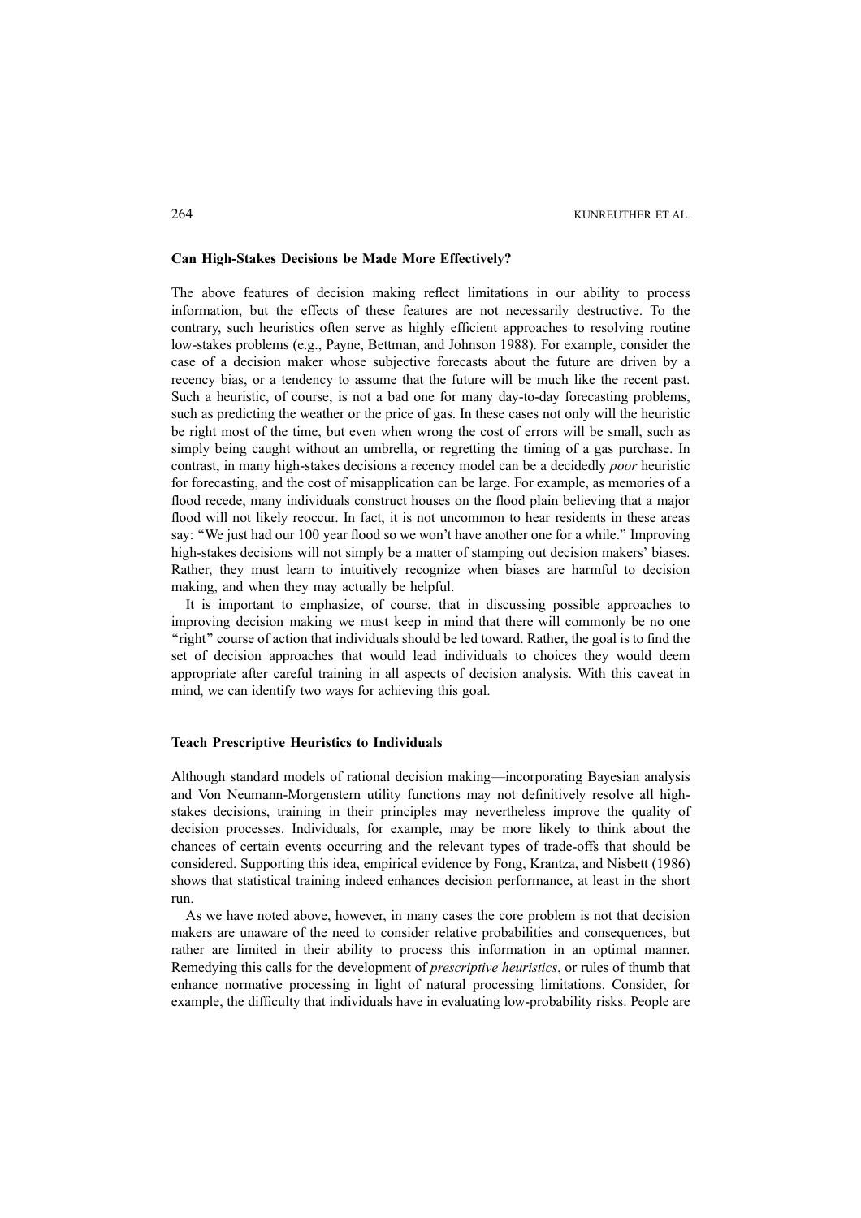### Can High-Stakes Decisions be Made More Effectively?

The above features of decision making reflect limitations in our ability to process information, but the effects of these features are not necessarily destructive. To the contrary, such heuristics often serve as highly efficient approaches to resolving routine low-stakes problems (e.g., Payne, Bettman, and Johnson 1988). For example, consider the case of a decision maker whose subjective forecasts about the future are driven by a recency bias, or a tendency to assume that the future will be much like the recent past. Such a heuristic, of course, is not a bad one for many day-to-day forecasting problems, such as predicting the weather or the price of gas. In these cases not only will the heuristic be right most of the time, but even when wrong the cost of errors will be small, such as simply being caught without an umbrella, or regretting the timing of a gas purchase. In contrast, in many high-stakes decisions a recency model can be a decidedly *poor* heuristic for forecasting, and the cost of misapplication can be large. For example, as memories of a flood recede, many individuals construct houses on the flood plain believing that a major flood will not likely reoccur. In fact, it is not uncommon to hear residents in these areas say: "We just had our 100 year flood so we won't have another one for a while." Improving high-stakes decisions will not simply be a matter of stamping out decision makers' biases. Rather, they must learn to intuitively recognize when biases are harmful to decision making, and when they may actually be helpful.

It is important to emphasize, of course, that in discussing possible approaches to improving decision making we must keep in mind that there will commonly be no one "right" course of action that individuals should be led toward. Rather, the goal is to find the set of decision approaches that would lead individuals to choices they would deem appropriate after careful training in all aspects of decision analysis. With this caveat in mind, we can identify two ways for achieving this goal.

### Teach Prescriptive Heuristics to Individuals

Although standard models of rational decision making—incorporating Bayesian analysis and Von Neumann-Morgenstern utility functions may not definitively resolve all high-stakes decisions, training in their principles may nevertheless improve the quality of decision processes. Individuals, for example, may be more likely to think about the chances of certain events occurring and the relevant types of trade-offs that should be considered. Supporting this idea, empirical evidence by Fong, Krantza, and Nisbett (1986) shows that statistical training indeed enhances decision performance, at least in the short run.

As we have noted above, however, in many cases the core problem is not that decision makers are unaware of the need to consider relative probabilities and consequences, but rather are limited in their ability to process this information in an optimal manner. Remedying this calls for the development of *prescriptive heuristics*, or rules of thumb that enhance normative processing in light of natural processing limitations. Consider, for example, the difficulty that individuals have in evaluating low-probability risks. People are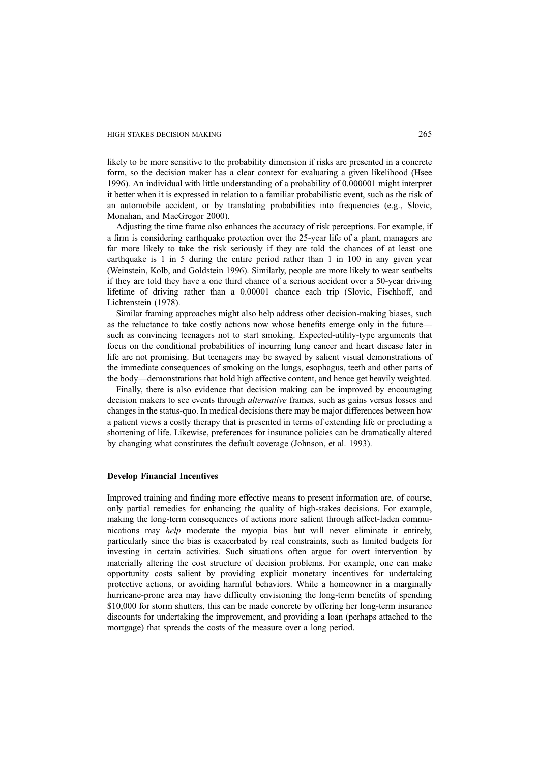likely to be more sensitive to the probability dimension if risks are presented in a concrete form, so the decision maker has a clear context for evaluating a given likelihood (Hsee 1996). An individual with little understanding of a probability of 0.000001 might interpret it better when it is expressed in relation to a familiar probabilistic event, such as the risk of an automobile accident, or by translating probabilities into frequencies (e.g., Slovic, Monahan, and MacGregor 2000).

Adjusting the time frame also enhances the accuracy of risk perceptions. For example, if a firm is considering earthquake protection over the 25-year life of a plant, managers are far more likely to take the risk seriously if they are told the chances of at least one earthquake is 1 in 5 during the entire period rather than 1 in 100 in any given year (Weinstein, Kolb, and Goldstein 1996). Similarly, people are more likely to wear seatbelts if they are told they have a one third chance of a serious accident over a 50-year driving lifetime of driving rather than a 0.00001 chance each trip (Slovic, Fischhoff, and Lichtenstein (1978).

Similar framing approaches might also help address other decision-making biases, such as the reluctance to take costly actions now whose benefits emerge only in the future—such as convincing teenagers not to start smoking. Expected-utility-type arguments that focus on the conditional probabilities of incurring lung cancer and heart disease later in life are not promising. But teenagers may be swayed by salient visual demonstrations of the immediate consequences of smoking on the lungs, esophagus, teeth and other parts of the body—demonstrations that hold high affective content, and hence get heavily weighted.

Finally, there is also evidence that decision making can be improved by encouraging decision makers to see events through *alternative* frames, such as gains versus losses and changes in the status-quo. In medical decisions there may be major differences between how a patient views a costly therapy that is presented in terms of extending life or precluding a shortening of life. Likewise, preferences for insurance policies can be dramatically altered by changing what constitutes the default coverage (Johnson, et al. 1993).

### Develop Financial Incentives

Improved training and finding more effective means to present information are, of course, only partial remedies for enhancing the quality of high-stakes decisions. For example, making the long-term consequences of actions more salient through affect-laden communications may *help* moderate the myopia bias but will never eliminate it entirely, particularly since the bias is exacerbated by real constraints, such as limited budgets for investing in certain activities. Such situations often argue for overt intervention by materially altering the cost structure of decision problems. For example, one can make opportunity costs salient by providing explicit monetary incentives for undertaking protective actions, or avoiding harmful behaviors. While a homeowner in a marginally hurricane-prone area may have difficulty envisioning the long-term benefits of spending $10,000 for storm shutters, this can be made concrete by offering her long-term insurance discounts for undertaking the improvement, and providing a loan (perhaps attached to the mortgage) that spreads the costs of the measure over a long period.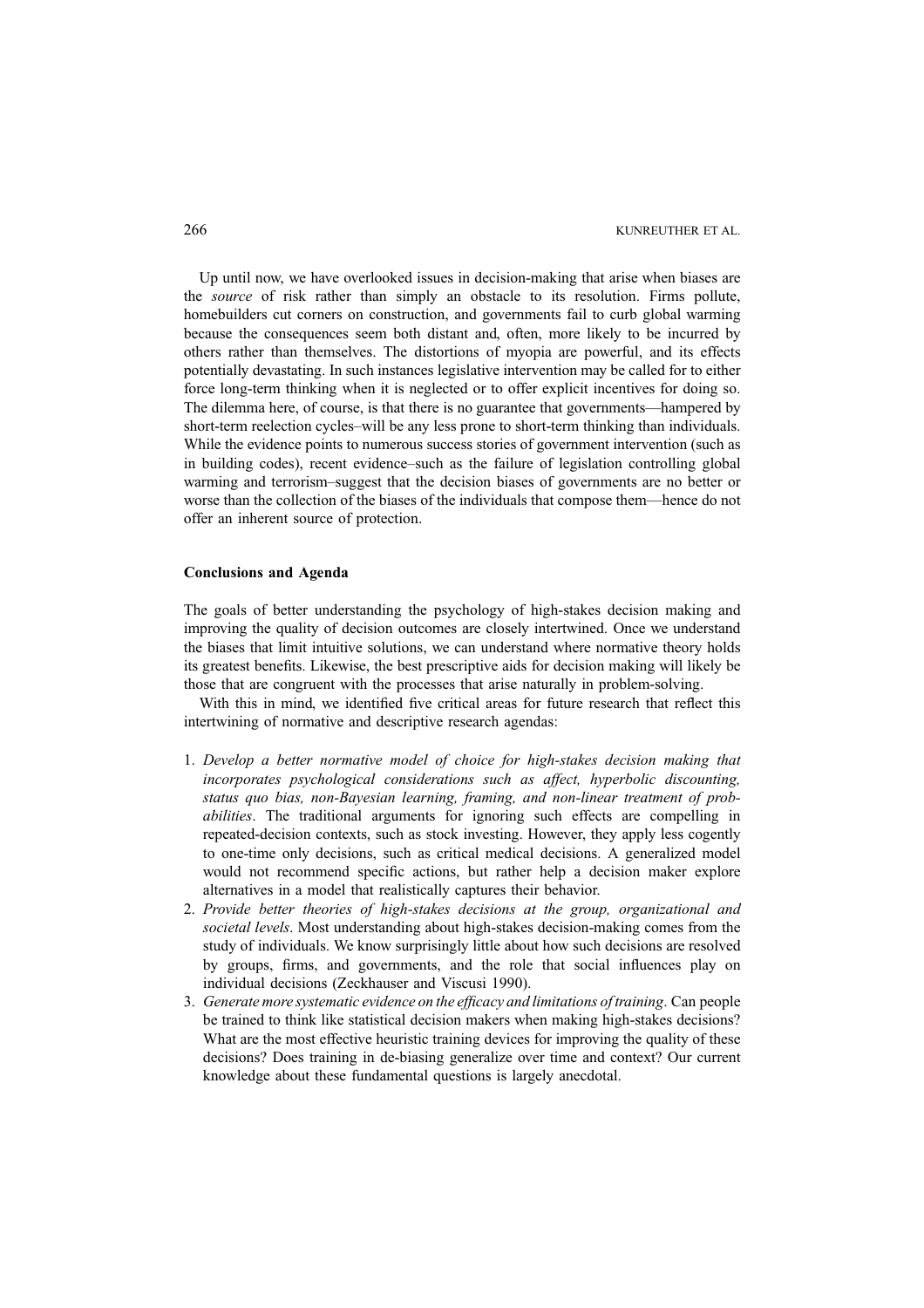Up until now, we have overlooked issues in decision-making that arise when biases are the *source* of risk rather than simply an obstacle to its resolution. Firms pollute, homebuilders cut corners on construction, and governments fail to curb global warming because the consequences seem both distant and, often, more likely to be incurred by others rather than themselves. The distortions of myopia are powerful, and its effects potentially devastating. In such instances legislative intervention may be called for to either force long-term thinking when it is neglected or to offer explicit incentives for doing so. The dilemma here, of course, is that there is no guarantee that governments—hampered by short-term reelection cycles–will be any less prone to short-term thinking than individuals. While the evidence points to numerous success stories of government intervention (such as in building codes), recent evidence–such as the failure of legislation controlling global warming and terrorism–suggest that the decision biases of governments are no better or worse than the collection of the biases of the individuals that compose them—hence do not offer an inherent source of protection.

### Conclusions and Agenda

The goals of better understanding the psychology of high-stakes decision making and improving the quality of decision outcomes are closely intertwined. Once we understand the biases that limit intuitive solutions, we can understand where normative theory holds its greatest benefits. Likewise, the best prescriptive aids for decision making will likely be those that are congruent with the processes that arise naturally in problem-solving.

With this in mind, we identified five critical areas for future research that reflect this intertwining of normative and descriptive research agendas:

1. *Develop a better normative model of choice for high-stakes decision making that incorporates psychological considerations such as affect, hyperbolic discounting, status quo bias, non-Bayesian learning, framing, and non-linear treatment of probabilities*. The traditional arguments for ignoring such effects are compelling in repeated-decision contexts, such as stock investing. However, they apply less cogently to one-time only decisions, such as critical medical decisions. A generalized model would not recommend specific actions, but rather help a decision maker explore alternatives in a model that realistically captures their behavior.
2. *Provide better theories of high-stakes decisions at the group, organizational and societal levels*. Most understanding about high-stakes decision-making comes from the study of individuals. We know surprisingly little about how such decisions are resolved by groups, firms, and governments, and the role that social influences play on individual decisions (Zeckhauser and Viscusi 1990).
3. *Generate more systematic evidence on the efficacy and limitations of training*. Can people be trained to think like statistical decision makers when making high-stakes decisions? What are the most effective heuristic training devices for improving the quality of these decisions? Does training in de-biasing generalize over time and context? Our current knowledge about these fundamental questions is largely anecdotal.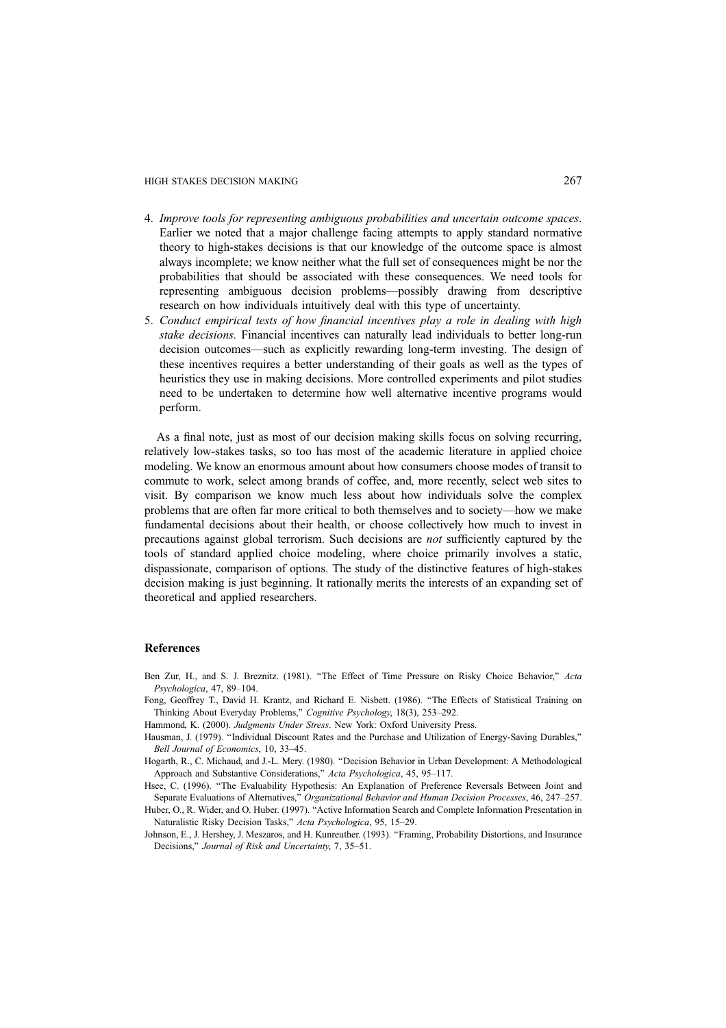4. *Improve tools for representing ambiguous probabilities and uncertain outcome spaces*. Earlier we noted that a major challenge facing attempts to apply standard normative theory to high-stakes decisions is that our knowledge of the outcome space is almost always incomplete; we know neither what the full set of consequences might be nor the probabilities that should be associated with these consequences. We need tools for representing ambiguous decision problems—possibly drawing from descriptive research on how individuals intuitively deal with this type of uncertainty.
5. *Conduct empirical tests of how financial incentives play a role in dealing with high stake decisions.* Financial incentives can naturally lead individuals to better long-run decision outcomes—such as explicitly rewarding long-term investing. The design of these incentives requires a better understanding of their goals as well as the types of heuristics they use in making decisions. More controlled experiments and pilot studies need to be undertaken to determine how well alternative incentive programs would perform.

As a final note, just as most of our decision making skills focus on solving recurring, relatively low-stakes tasks, so too has most of the academic literature in applied choice modeling. We know an enormous amount about how consumers choose modes of transit to commute to work, select among brands of coffee, and, more recently, select web sites to visit. By comparison we know much less about how individuals solve the complex problems that are often far more critical to both themselves and to society—how we make fundamental decisions about their health, or choose collectively how much to invest in precautions against global terrorism. Such decisions are *not* sufficiently captured by the tools of standard applied choice modeling, where choice primarily involves a static, dispassionate, comparison of options. The study of the distinctive features of high-stakes decision making is just beginning. It rationally merits the interests of an expanding set of theoretical and applied researchers.

## References

Ben Zur, H., and S. J. Breznitz. (1981). "The Effect of Time Pressure on Risky Choice Behavior," *Acta Psychologica*, 47, 89–104.

Fong, Geoffrey T., David H. Krantz, and Richard E. Nisbett. (1986). "The Effects of Statistical Training on Thinking About Everyday Problems," *Cognitive Psychology*, 18(3), 253–292.

Hammond, K. (2000). *Judgments Under Stress*. New York: Oxford University Press.

Hausman, J. (1979). "Individual Discount Rates and the Purchase and Utilization of Energy-Saving Durables," *Bell Journal of Economics*, 10, 33–45.

Hogarth, R., C. Michaud, and J.-L. Mery. (1980). "Decision Behavior in Urban Development: A Methodological Approach and Substantive Considerations," *Acta Psychologica*, 45, 95–117.

Hsee, C. (1996). "The Evaluability Hypothesis: An Explanation of Preference Reversals Between Joint and Separate Evaluations of Alternatives," *Organizational Behavior and Human Decision Processes*, 46, 247–257.

Huber, O., R. Wider, and O. Huber. (1997). "Active Information Search and Complete Information Presentation in Naturalistic Risky Decision Tasks," *Acta Psychologica*, 95, 15–29.

Johnson, E., J. Hershey, J. Meszaros, and H. Kunreuther. (1993). "Framing, Probability Distortions, and Insurance Decisions," *Journal of Risk and Uncertainty*, 7, 35–51.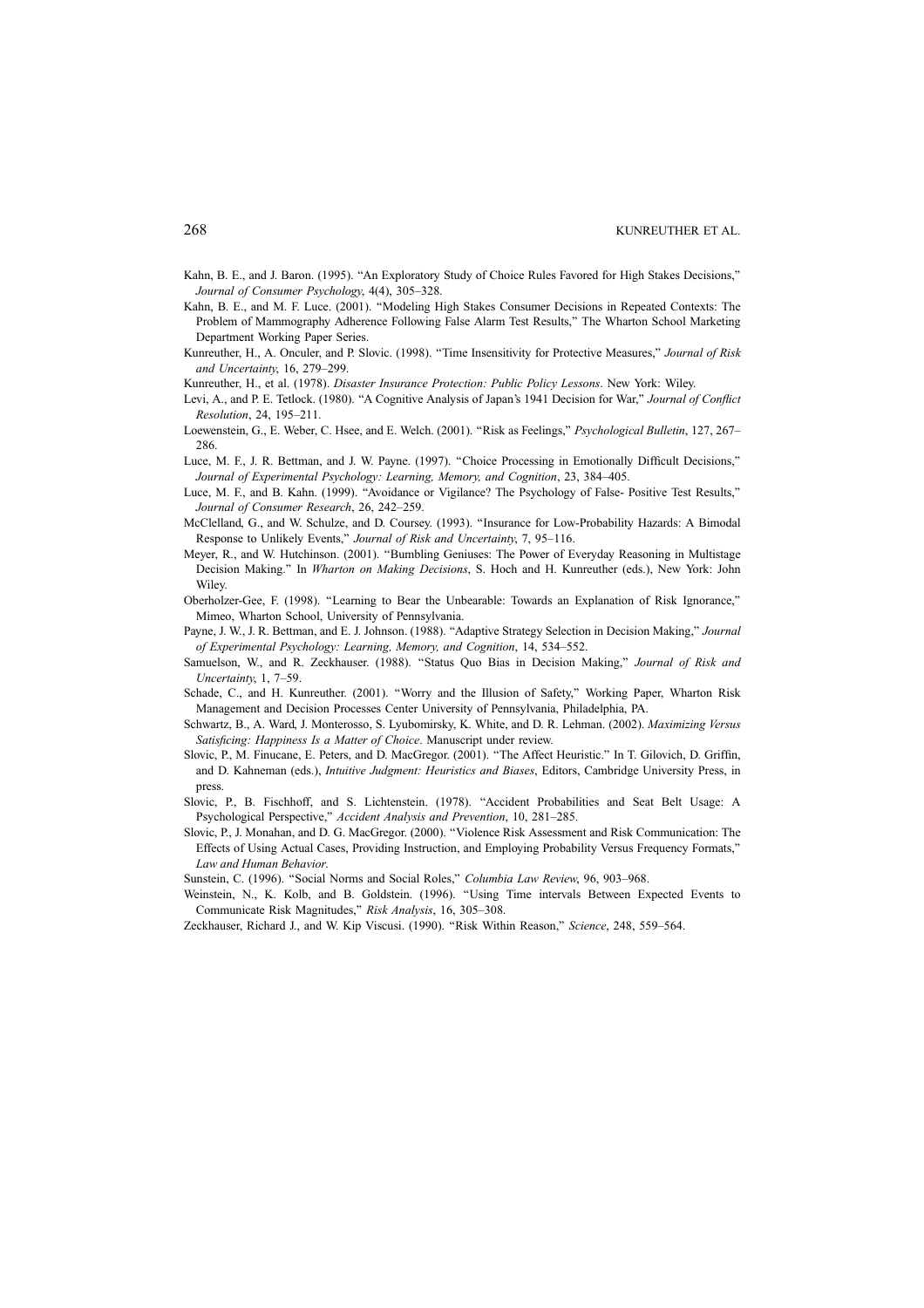Kahn, B. E., and J. Baron. (1995). "An Exploratory Study of Choice Rules Favored for High Stakes Decisions," *Journal of Consumer Psychology*, 4(4), 305–328.

Kahn, B. E., and M. F. Luce. (2001). "Modeling High Stakes Consumer Decisions in Repeated Contexts: The Problem of Mammography Adherence Following False Alarm Test Results," The Wharton School Marketing Department Working Paper Series.

Kunreuther, H., A. Onculer, and P. Slovic. (1998). "Time Insensitivity for Protective Measures," *Journal of Risk and Uncertainty*, 16, 279–299.

Kunreuther, H., et al. (1978). *Disaster Insurance Protection: Public Policy Lessons*. New York: Wiley.

Levi, A., and P. E. Tetlock. (1980). "A Cognitive Analysis of Japan's 1941 Decision for War," *Journal of Conflict Resolution*, 24, 195–211.

Loewenstein, G., E. Weber, C. Hsee, and E. Welch. (2001). "Risk as Feelings," *Psychological Bulletin*, 127, 267–286.

Luce, M. F., J. R. Bettman, and J. W. Payne. (1997). "Choice Processing in Emotionally Difficult Decisions," *Journal of Experimental Psychology: Learning, Memory, and Cognition*, 23, 384–405.

Luce, M. F., and B. Kahn. (1999). "Avoidance or Vigilance? The Psychology of False- Positive Test Results," *Journal of Consumer Research*, 26, 242–259.

McClelland, G., and W. Schulze, and D. Coursey. (1993). "Insurance for Low-Probability Hazards: A Bimodal Response to Unlikely Events," *Journal of Risk and Uncertainty*, 7, 95–116.

Meyer, R., and W. Hutchinson. (2001). "Bumbling Geniuses: The Power of Everyday Reasoning in Multistage Decision Making." In *Wharton on Making Decisions*, S. Hoch and H. Kunreuther (eds.), New York: John Wiley.

Oberholzer-Gee, F. (1998). "Learning to Bear the Unbearable: Towards an Explanation of Risk Ignorance," Mimeo, Wharton School, University of Pennsylvania.

Payne, J. W., J. R. Bettman, and E. J. Johnson. (1988). "Adaptive Strategy Selection in Decision Making," *Journal of Experimental Psychology: Learning, Memory, and Cognition*, 14, 534–552.

Samuelson, W., and R. Zeckhauser. (1988). "Status Quo Bias in Decision Making," *Journal of Risk and Uncertainty*, 1, 7–59.

Schade, C., and H. Kunreuther. (2001). "Worry and the Illusion of Safety," Working Paper, Wharton Risk Management and Decision Processes Center University of Pennsylvania, Philadelphia, PA.

Schwartz, B., A. Ward, J. Monterosso, S. Lyubomirsky, K. White, and D. R. Lehman. (2002). *Maximizing Versus Satisficing: Happiness Is a Matter of Choice*. Manuscript under review.

Slovic, P., M. Finucane, E. Peters, and D. MacGregor. (2001). "The Affect Heuristic." In T. Gilovich, D. Griffin, and D. Kahneman (eds.), *Intuitive Judgment: Heuristics and Biases*, Editors, Cambridge University Press, in press.

Slovic, P., B. Fischhoff, and S. Lichtenstein. (1978). "Accident Probabilities and Seat Belt Usage: A Psychological Perspective," *Accident Analysis and Prevention*, 10, 281–285.

Slovic, P., J. Monahan, and D. G. MacGregor. (2000). "Violence Risk Assessment and Risk Communication: The Effects of Using Actual Cases, Providing Instruction, and Employing Probability Versus Frequency Formats," *Law and Human Behavior*.

Sunstein, C. (1996). "Social Norms and Social Roles," *Columbia Law Review*, 96, 903–968.

Weinstein, N., K. Kolb, and B. Goldstein. (1996). "Using Time intervals Between Expected Events to Communicate Risk Magnitudes," *Risk Analysis*, 16, 305–308.

Zeckhauser, Richard J., and W. Kip Viscusi. (1990). "Risk Within Reason," *Science*, 248, 559–564.